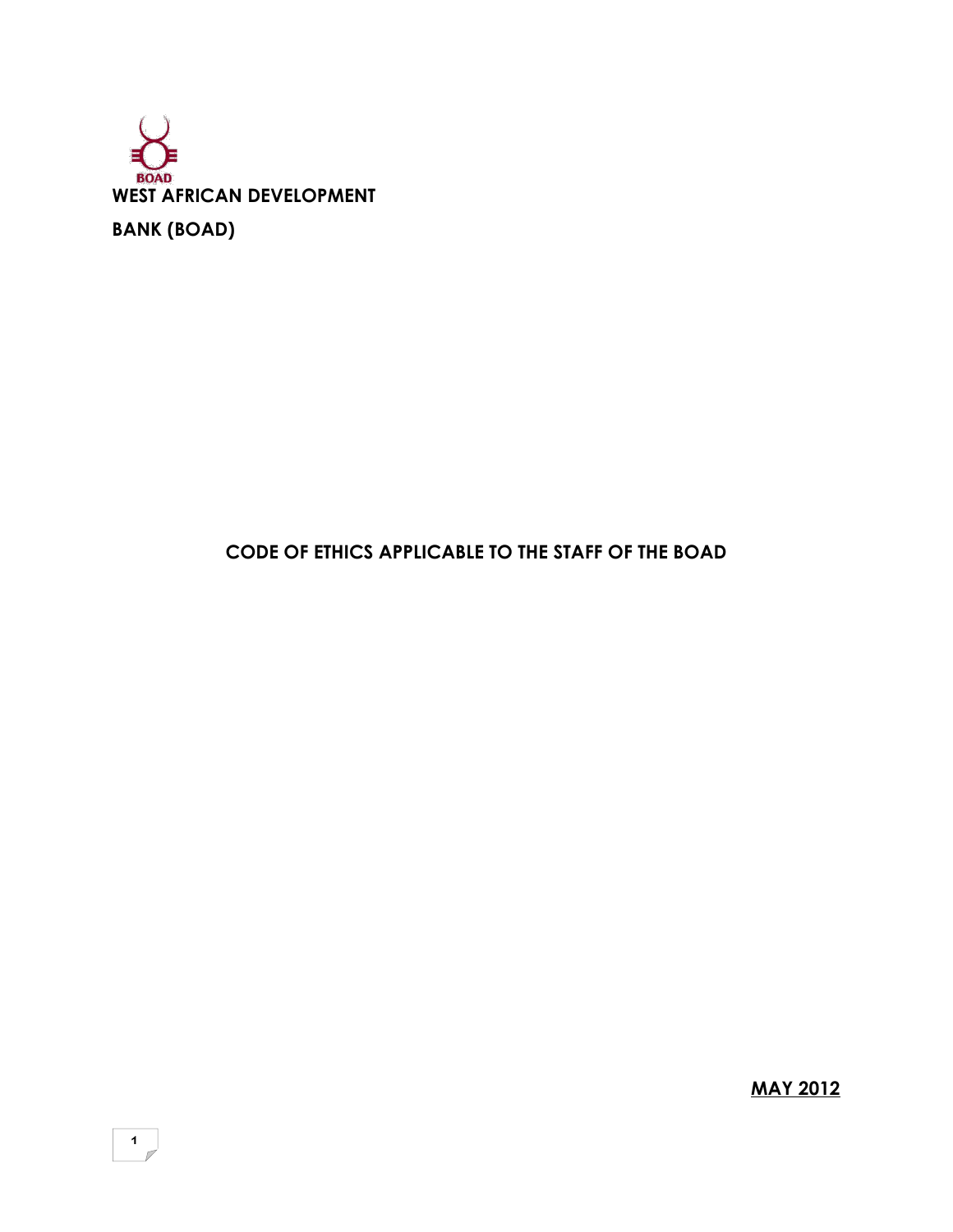**BOAD**

**WEST AFRICAN DEVELOPMENT**

**BANK (BOAD)**

# CODE OF ETHICS APPLICABLE TO THE STAFF OF THE BOAD

**<u>MAY 2012</u>**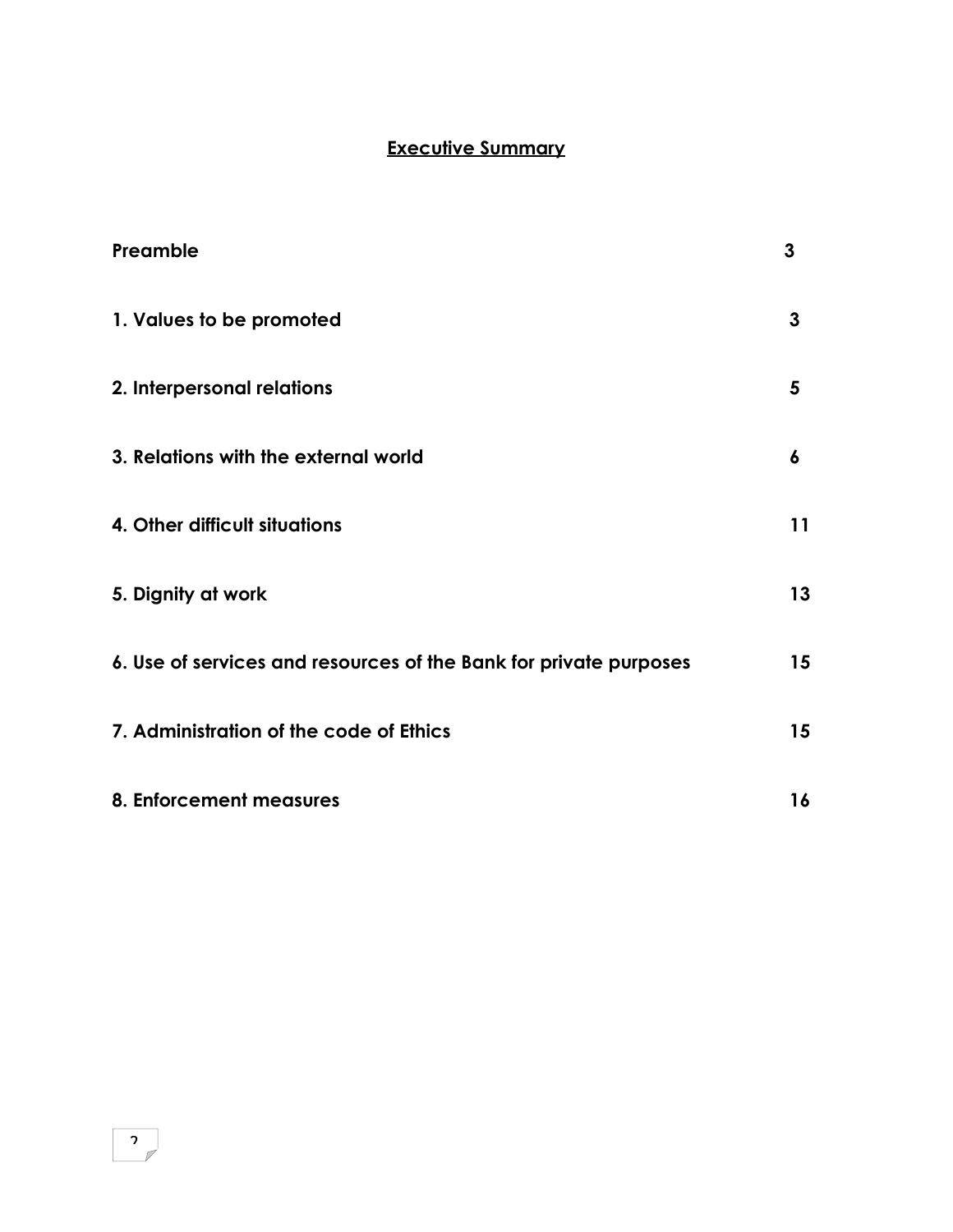## Executive Summary

| | |
|---|---|
| **Preamble** | **3** |
| **1. Values to be promoted** | **3** |
| **2. Interpersonal relations** | **5** |
| **3. Relations with the external world** | **6** |
| **4. Other difficult situations** | **11** |
| **5. Dignity at work** | **13** |
| **6. Use of services and resources of the Bank for private purposes** | **15** |
| **7. Administration of the code of Ethics** | **15** |
| **8. Enforcement measures** | **16** |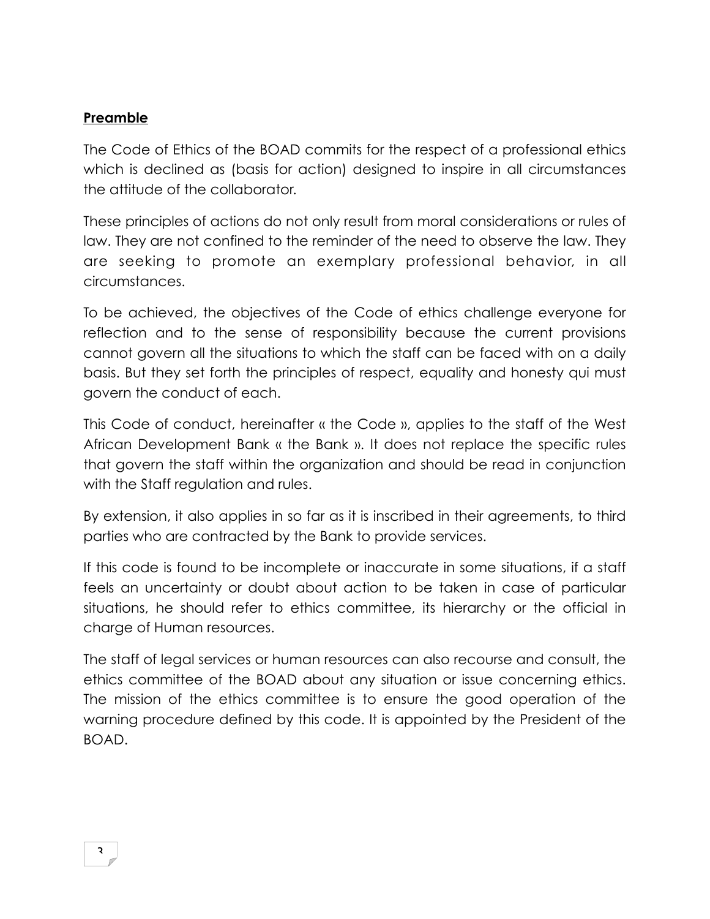**Preamble**

The Code of Ethics of the BOAD commits for the respect of a professional ethics which is declined as (basis for action) designed to inspire in all circumstances the attitude of the collaborator.

These principles of actions do not only result from moral considerations or rules of law. They are not confined to the reminder of the need to observe the law. They are seeking to promote an exemplary professional behavior, in all circumstances.

To be achieved, the objectives of the Code of ethics challenge everyone for reflection and to the sense of responsibility because the current provisions cannot govern all the situations to which the staff can be faced with on a daily basis. But they set forth the principles of respect, equality and honesty qui must govern the conduct of each.

This Code of conduct, hereinafter « the Code », applies to the staff of the West African Development Bank « the Bank ». It does not replace the specific rules that govern the staff within the organization and should be read in conjunction with the Staff regulation and rules.

By extension, it also applies in so far as it is inscribed in their agreements, to third parties who are contracted by the Bank to provide services.

If this code is found to be incomplete or inaccurate in some situations, if a staff feels an uncertainty or doubt about action to be taken in case of particular situations, he should refer to ethics committee, its hierarchy or the official in charge of Human resources.

The staff of legal services or human resources can also recourse and consult, the ethics committee of the BOAD about any situation or issue concerning ethics. The mission of the ethics committee is to ensure the good operation of the warning procedure defined by this code. It is appointed by the President of the BOAD.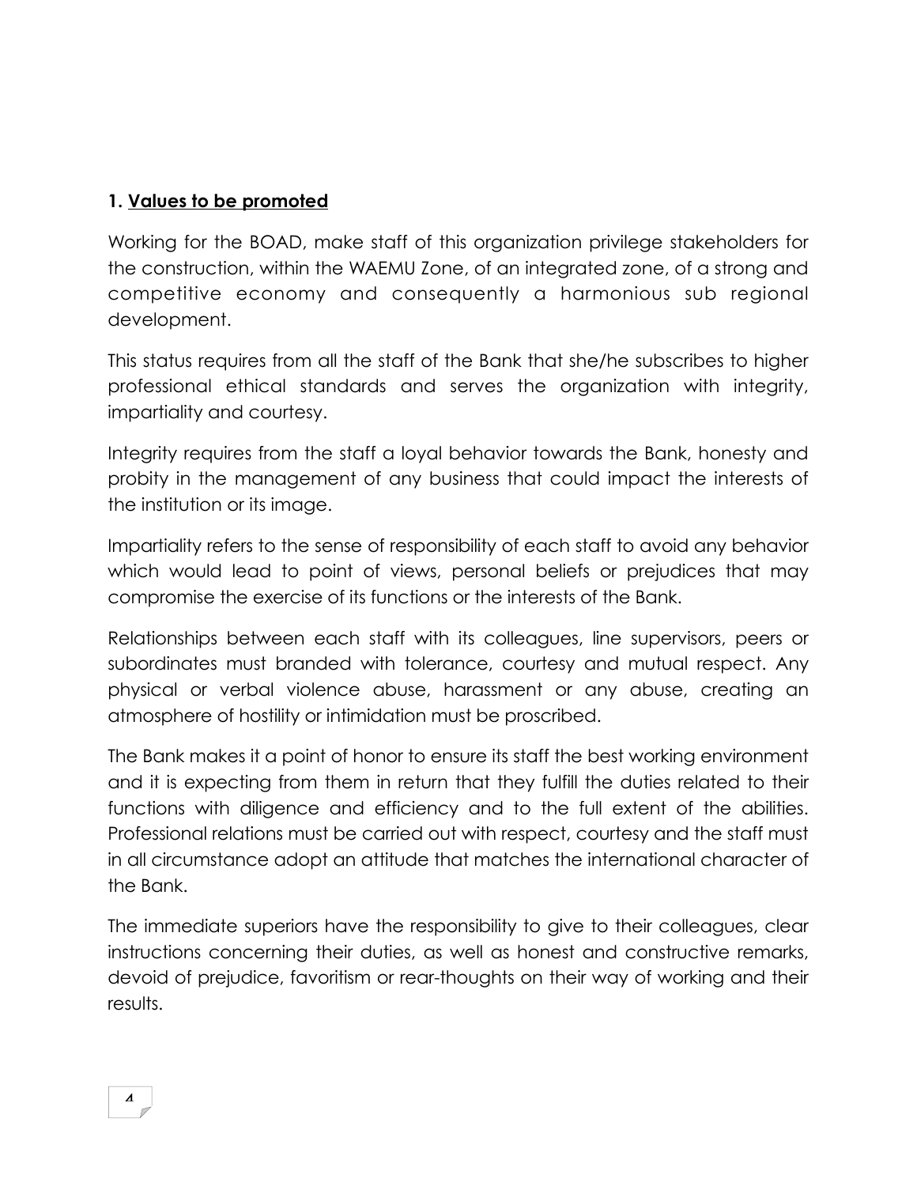## 1. Values to be promoted

Working for the BOAD, make staff of this organization privilege stakeholders for the construction, within the WAEMU Zone, of an integrated zone, of a strong and competitive economy and consequently a harmonious sub regional development.

This status requires from all the staff of the Bank that she/he subscribes to higher professional ethical standards and serves the organization with integrity, impartiality and courtesy.

Integrity requires from the staff a loyal behavior towards the Bank, honesty and probity in the management of any business that could impact the interests of the institution or its image.

Impartiality refers to the sense of responsibility of each staff to avoid any behavior which would lead to point of views, personal beliefs or prejudices that may compromise the exercise of its functions or the interests of the Bank.

Relationships between each staff with its colleagues, line supervisors, peers or subordinates must branded with tolerance, courtesy and mutual respect. Any physical or verbal violence abuse, harassment or any abuse, creating an atmosphere of hostility or intimidation must be proscribed.

The Bank makes it a point of honor to ensure its staff the best working environment and it is expecting from them in return that they fulfill the duties related to their functions with diligence and efficiency and to the full extent of the abilities. Professional relations must be carried out with respect, courtesy and the staff must in all circumstance adopt an attitude that matches the international character of the Bank.

The immediate superiors have the responsibility to give to their colleagues, clear instructions concerning their duties, as well as honest and constructive remarks, devoid of prejudice, favoritism or rear-thoughts on their way of working and their results.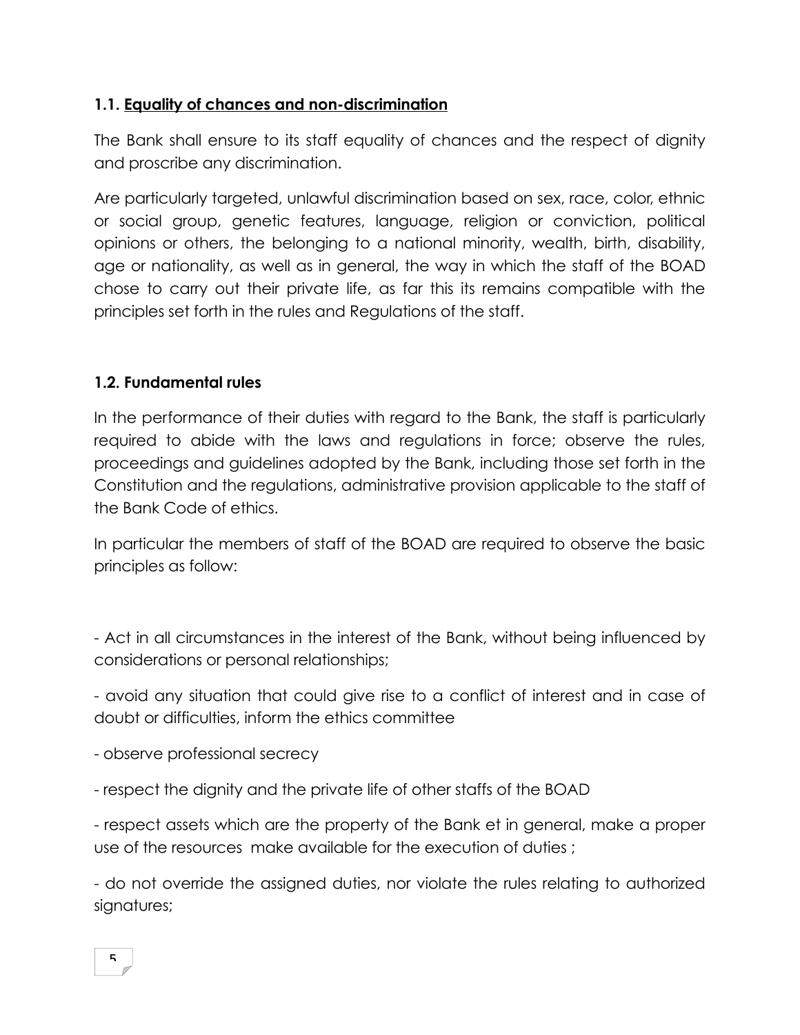### 1.1. <u>Equality of chances and non-discrimination</u>

The Bank shall ensure to its staff equality of chances and the respect of dignity and proscribe any discrimination.

Are particularly targeted, unlawful discrimination based on sex, race, color, ethnic or social group, genetic features, language, religion or conviction, political opinions or others, the belonging to a national minority, wealth, birth, disability, age or nationality, as well as in general, the way in which the staff of the BOAD chose to carry out their private life, as far this its remains compatible with the principles set forth in the rules and Regulations of the staff.

### 1.2. Fundamental rules

In the performance of their duties with regard to the Bank, the staff is particularly required to abide with the laws and regulations in force; observe the rules, proceedings and guidelines adopted by the Bank, including those set forth in the Constitution and the regulations, administrative provision applicable to the staff of the Bank Code of ethics.

In particular the members of staff of the BOAD are required to observe the basic principles as follow:

- Act in all circumstances in the interest of the Bank, without being influenced by considerations or personal relationships;
- avoid any situation that could give rise to a conflict of interest and in case of doubt or difficulties, inform the ethics committee
- observe professional secrecy
- respect the dignity and the private life of other staffs of the BOAD
- respect assets which are the property of the Bank et in general, make a proper use of the resources make available for the execution of duties ;
- do not override the assigned duties, nor violate the rules relating to authorized signatures;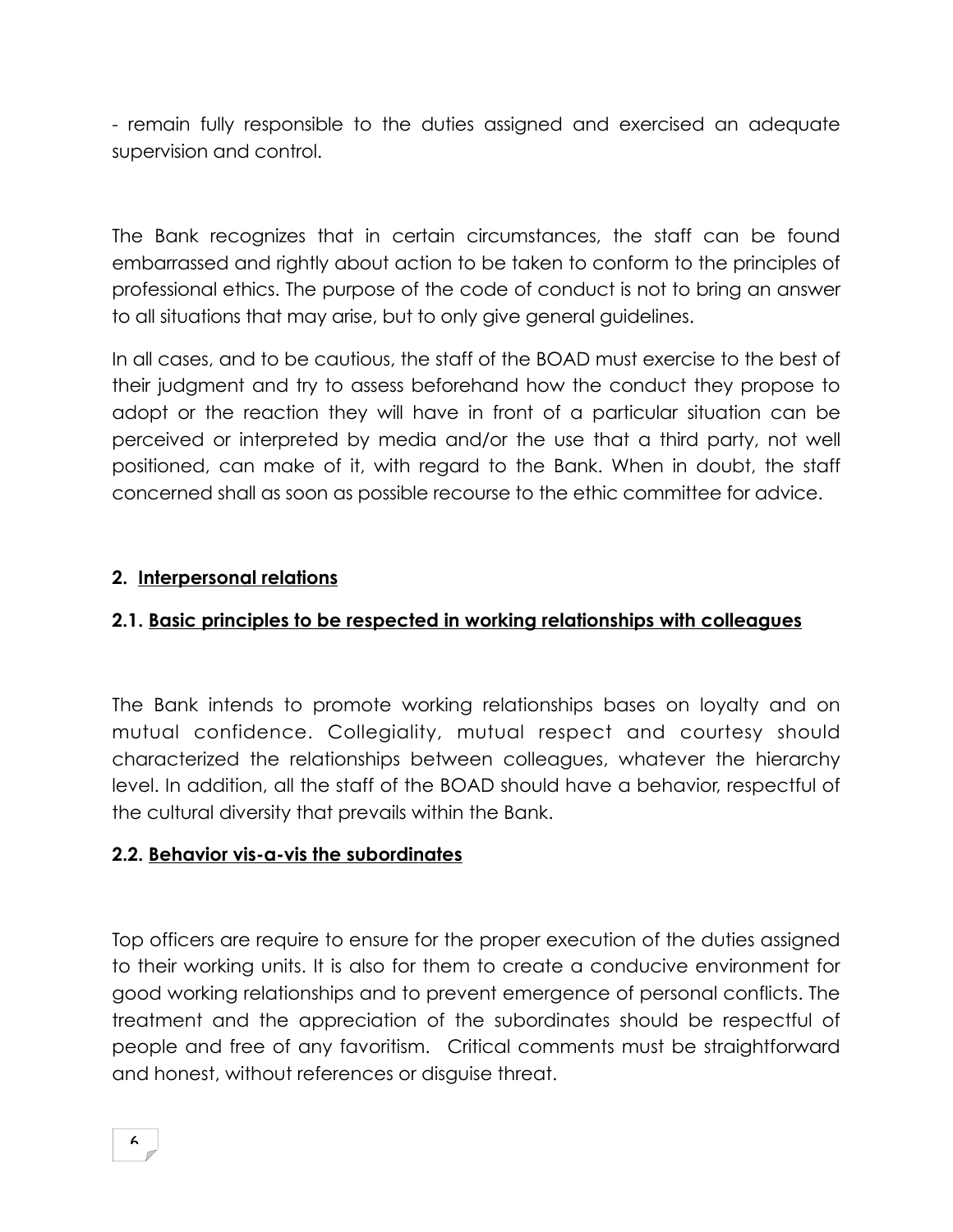- remain fully responsible to the duties assigned and exercised an adequate supervision and control.

The Bank recognizes that in certain circumstances, the staff can be found embarrassed and rightly about action to be taken to conform to the principles of professional ethics. The purpose of the code of conduct is not to bring an answer to all situations that may arise, but to only give general guidelines.

In all cases, and to be cautious, the staff of the BOAD must exercise to the best of their judgment and try to assess beforehand how the conduct they propose to adopt or the reaction they will have in front of a particular situation can be perceived or interpreted by media and/or the use that a third party, not well positioned, can make of it, with regard to the Bank. When in doubt, the staff concerned shall as soon as possible recourse to the ethic committee for advice.

## 2. Interpersonal relations

### 2.1. Basic principles to be respected in working relationships with colleagues

The Bank intends to promote working relationships bases on loyalty and on mutual confidence. Collegiality, mutual respect and courtesy should characterized the relationships between colleagues, whatever the hierarchy level. In addition, all the staff of the BOAD should have a behavior, respectful of the cultural diversity that prevails within the Bank.

### 2.2. Behavior vis-a-vis the subordinates

Top officers are require to ensure for the proper execution of the duties assigned to their working units. It is also for them to create a conducive environment for good working relationships and to prevent emergence of personal conflicts. The treatment and the appreciation of the subordinates should be respectful of people and free of any favoritism. Critical comments must be straightforward and honest, without references or disguise threat.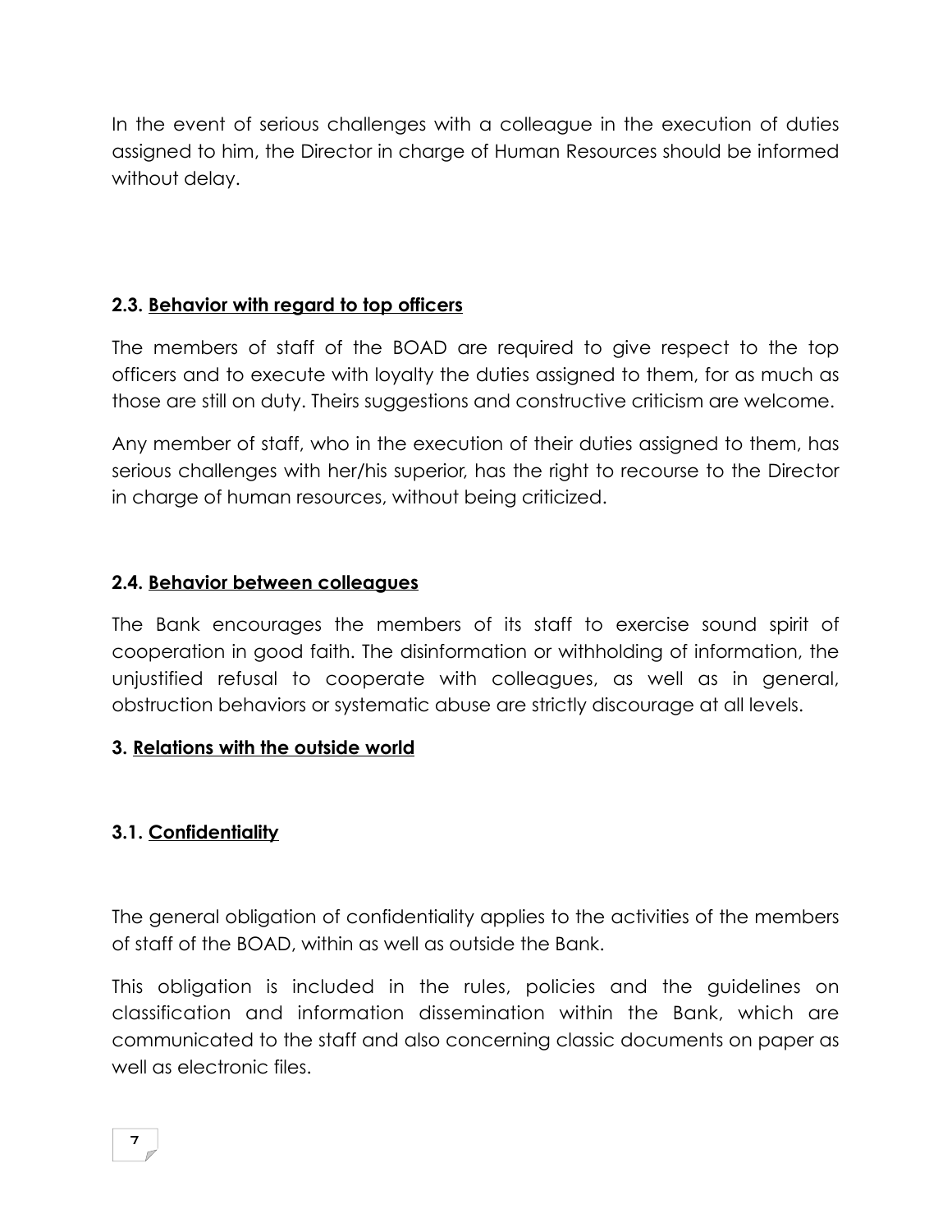In the event of serious challenges with a colleague in the execution of duties assigned to him, the Director in charge of Human Resources should be informed without delay.

### 2.3. Behavior with regard to top officers

The members of staff of the BOAD are required to give respect to the top officers and to execute with loyalty the duties assigned to them, for as much as those are still on duty. Theirs suggestions and constructive criticism are welcome.

Any member of staff, who in the execution of their duties assigned to them, has serious challenges with her/his superior, has the right to recourse to the Director in charge of human resources, without being criticized.

### 2.4. Behavior between colleagues

The Bank encourages the members of its staff to exercise sound spirit of cooperation in good faith. The disinformation or withholding of information, the unjustified refusal to cooperate with colleagues, as well as in general, obstruction behaviors or systematic abuse are strictly discourage at all levels.

## 3. Relations with the outside world

### 3.1. Confidentiality

The general obligation of confidentiality applies to the activities of the members of staff of the BOAD, within as well as outside the Bank.

This obligation is included in the rules, policies and the guidelines on classification and information dissemination within the Bank, which are communicated to the staff and also concerning classic documents on paper as well as electronic files.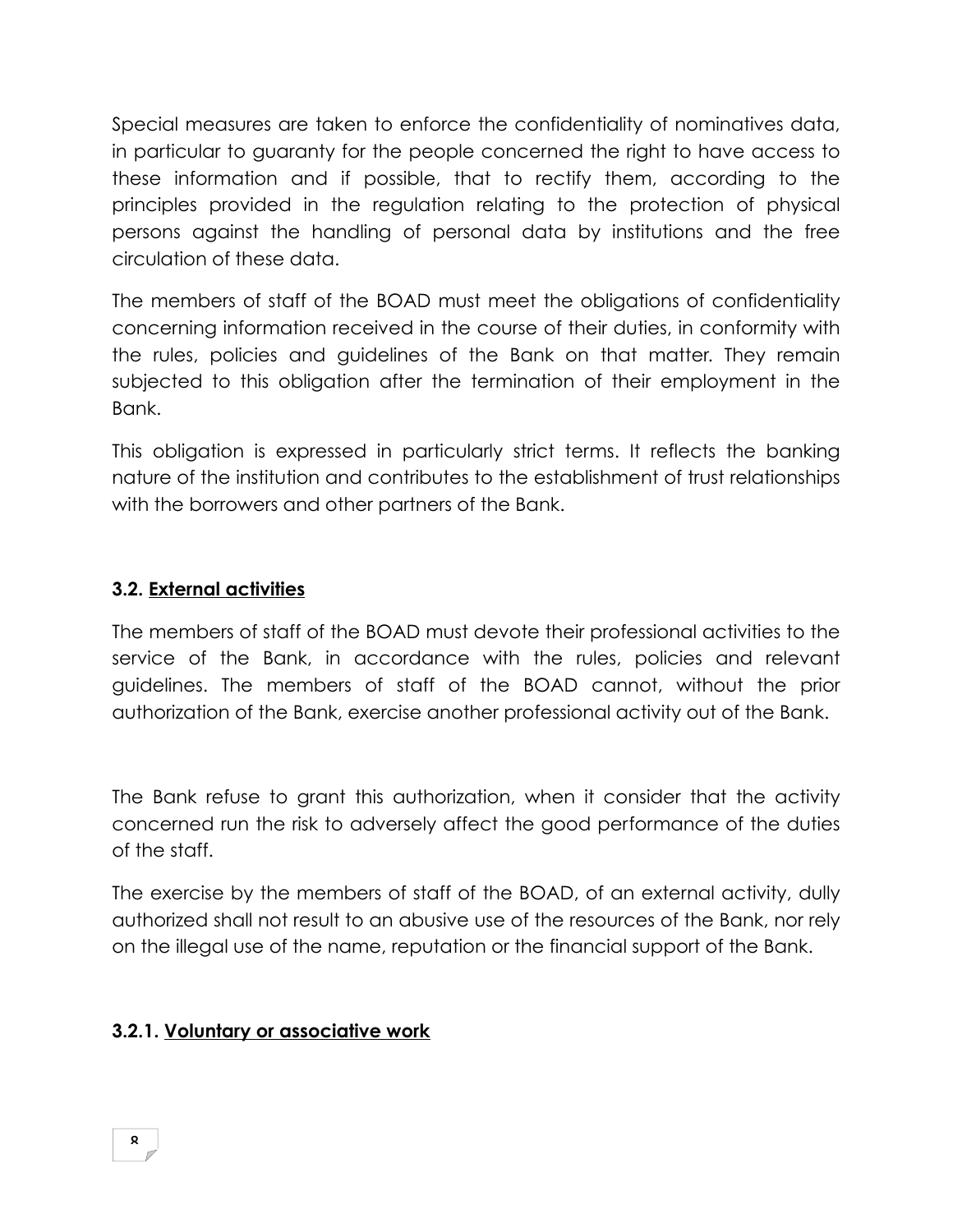Special measures are taken to enforce the confidentiality of nominatives data, in particular to guaranty for the people concerned the right to have access to these information and if possible, that to rectify them, according to the principles provided in the regulation relating to the protection of physical persons against the handling of personal data by institutions and the free circulation of these data.

The members of staff of the BOAD must meet the obligations of confidentiality concerning information received in the course of their duties, in conformity with the rules, policies and guidelines of the Bank on that matter. They remain subjected to this obligation after the termination of their employment in the Bank.

This obligation is expressed in particularly strict terms. It reflects the banking nature of the institution and contributes to the establishment of trust relationships with the borrowers and other partners of the Bank.

### 3.2. <u>External activities</u>

The members of staff of the BOAD must devote their professional activities to the service of the Bank, in accordance with the rules, policies and relevant guidelines. The members of staff of the BOAD cannot, without the prior authorization of the Bank, exercise another professional activity out of the Bank.

The Bank refuse to grant this authorization, when it consider that the activity concerned run the risk to adversely affect the good performance of the duties of the staff.

The exercise by the members of staff of the BOAD, of an external activity, dully authorized shall not result to an abusive use of the resources of the Bank, nor rely on the illegal use of the name, reputation or the financial support of the Bank.

#### 3.2.1. <u>Voluntary or associative work</u>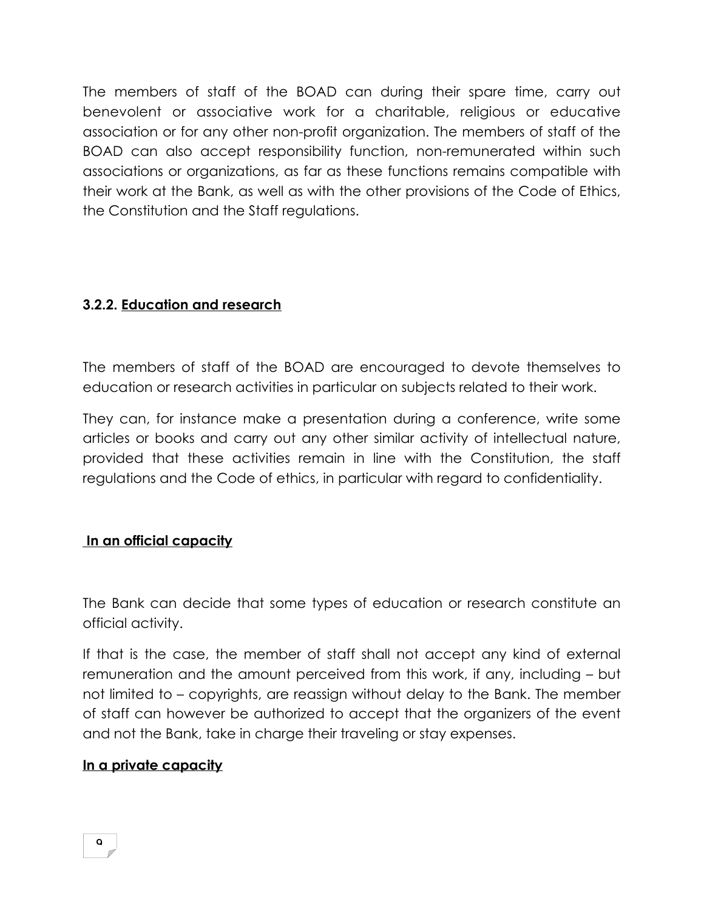The members of staff of the BOAD can during their spare time, carry out benevolent or associative work for a charitable, religious or educative association or for any other non-profit organization. The members of staff of the BOAD can also accept responsibility function, non-remunerated within such associations or organizations, as far as these functions remains compatible with their work at the Bank, as well as with the other provisions of the Code of Ethics, the Constitution and the Staff regulations.

### 3.2.2. Education and research

The members of staff of the BOAD are encouraged to devote themselves to education or research activities in particular on subjects related to their work.

They can, for instance make a presentation during a conference, write some articles or books and carry out any other similar activity of intellectual nature, provided that these activities remain in line with the Constitution, the staff regulations and the Code of ethics, in particular with regard to confidentiality.

#### In an official capacity

The Bank can decide that some types of education or research constitute an official activity.

If that is the case, the member of staff shall not accept any kind of external remuneration and the amount perceived from this work, if any, including – but not limited to – copyrights, are reassign without delay to the Bank. The member of staff can however be authorized to accept that the organizers of the event and not the Bank, take in charge their traveling or stay expenses.

#### In a private capacity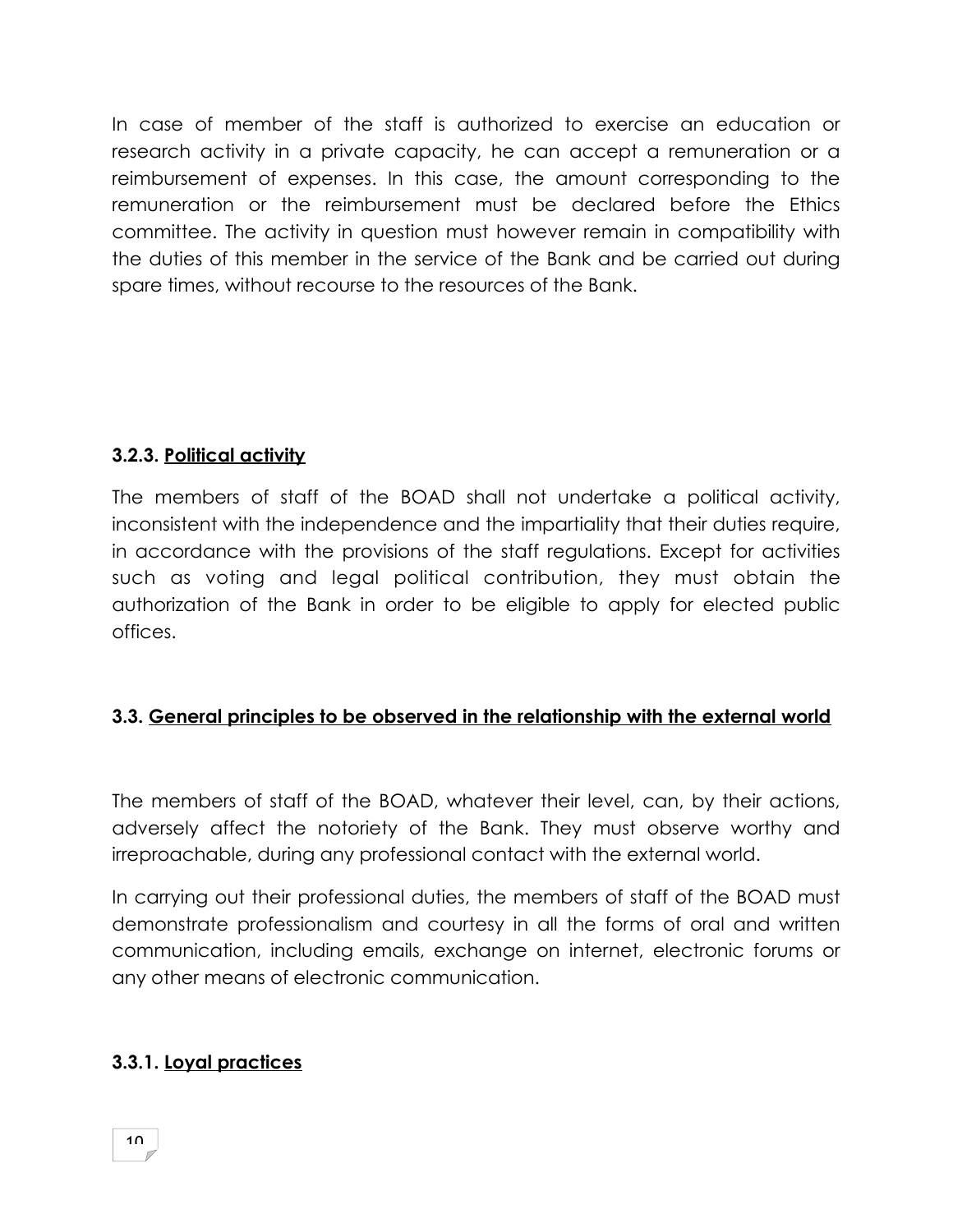In case of member of the staff is authorized to exercise an education or research activity in a private capacity, he can accept a remuneration or a reimbursement of expenses. In this case, the amount corresponding to the remuneration or the reimbursement must be declared before the Ethics committee. The activity in question must however remain in compatibility with the duties of this member in the service of the Bank and be carried out during spare times, without recourse to the resources of the Bank.

### 3.2.3. <u>Political activity</u>

The members of staff of the BOAD shall not undertake a political activity, inconsistent with the independence and the impartiality that their duties require, in accordance with the provisions of the staff regulations. Except for activities such as voting and legal political contribution, they must obtain the authorization of the Bank in order to be eligible to apply for elected public offices.

## 3.3. <u>General principles to be observed in the relationship with the external world</u>

The members of staff of the BOAD, whatever their level, can, by their actions, adversely affect the notoriety of the Bank. They must observe worthy and irreproachable, during any professional contact with the external world.

In carrying out their professional duties, the members of staff of the BOAD must demonstrate professionalism and courtesy in all the forms of oral and written communication, including emails, exchange on internet, electronic forums or any other means of electronic communication.

### 3.3.1. <u>Loyal practices</u>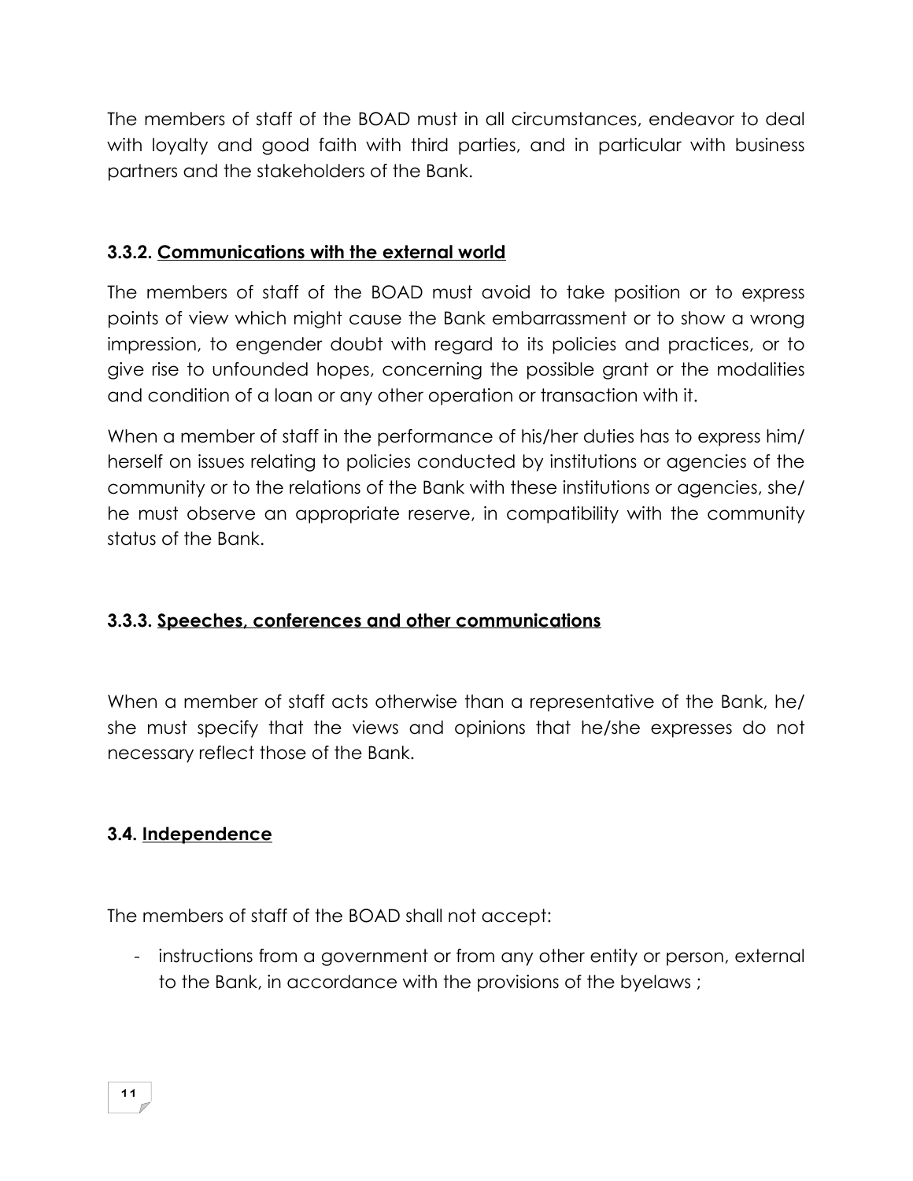The members of staff of the BOAD must in all circumstances, endeavor to deal with loyalty and good faith with third parties, and in particular with business partners and the stakeholders of the Bank.

### 3.3.2. <u>Communications with the external world</u>

The members of staff of the BOAD must avoid to take position or to express points of view which might cause the Bank embarrassment or to show a wrong impression, to engender doubt with regard to its policies and practices, or to give rise to unfounded hopes, concerning the possible grant or the modalities and condition of a loan or any other operation or transaction with it.

When a member of staff in the performance of his/her duties has to express him/ herself on issues relating to policies conducted by institutions or agencies of the community or to the relations of the Bank with these institutions or agencies, she/ he must observe an appropriate reserve, in compatibility with the community status of the Bank.

### 3.3.3. <u>Speeches, conferences and other communications</u>

When a member of staff acts otherwise than a representative of the Bank, he/ she must specify that the views and opinions that he/she expresses do not necessary reflect those of the Bank.

## 3.4. <u>Independence</u>

The members of staff of the BOAD shall not accept:

- instructions from a government or from any other entity or person, external to the Bank, in accordance with the provisions of the byelaws ;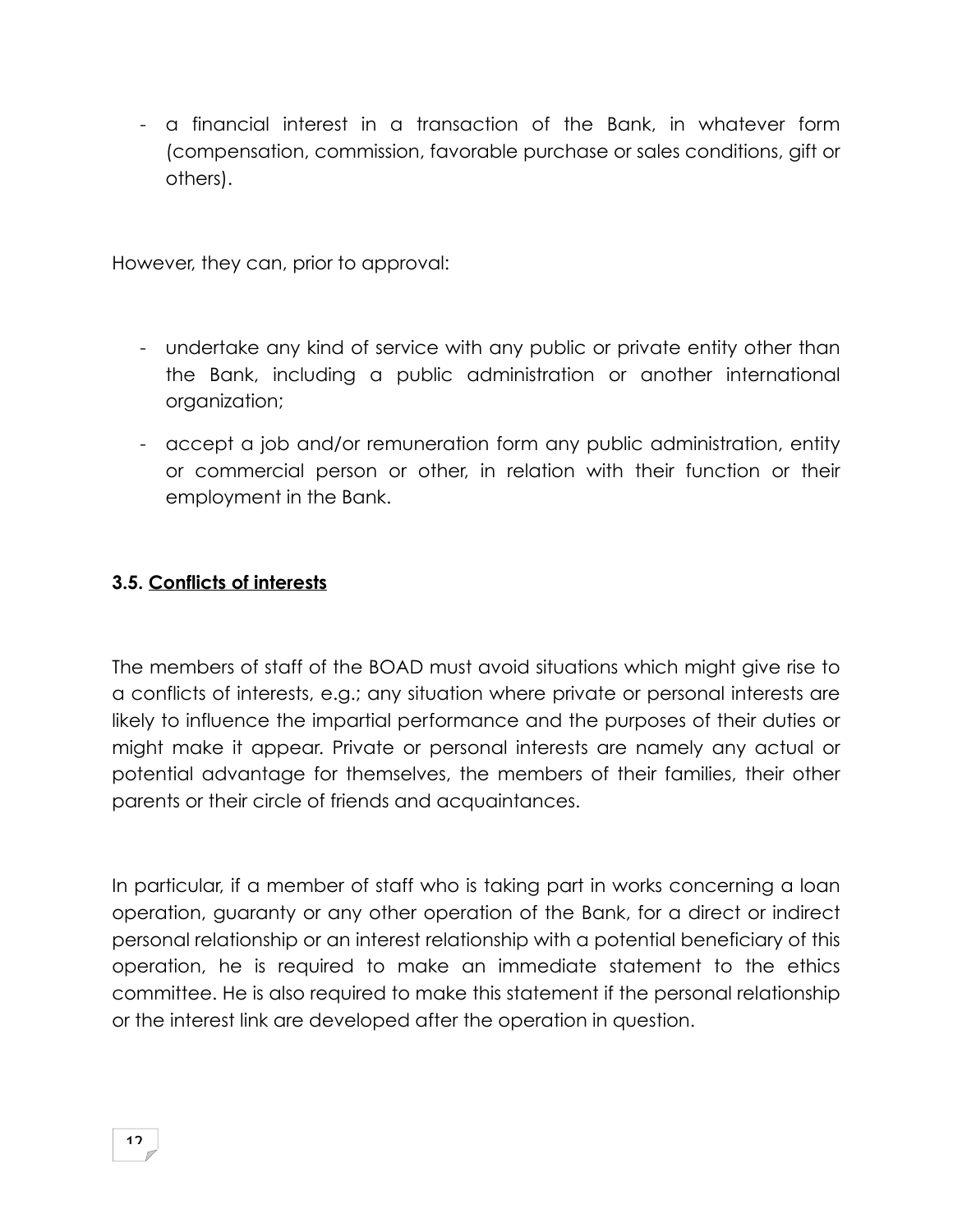- a financial interest in a transaction of the Bank, in whatever form (compensation, commission, favorable purchase or sales conditions, gift or others).

However, they can, prior to approval:

- undertake any kind of service with any public or private entity other than the Bank, including a public administration or another international organization;
- accept a job and/or remuneration form any public administration, entity or commercial person or other, in relation with their function or their employment in the Bank.

### 3.5. Conflicts of interests

The members of staff of the BOAD must avoid situations which might give rise to a conflicts of interests, e.g.; any situation where private or personal interests are likely to influence the impartial performance and the purposes of their duties or might make it appear. Private or personal interests are namely any actual or potential advantage for themselves, the members of their families, their other parents or their circle of friends and acquaintances.

In particular, if a member of staff who is taking part in works concerning a loan operation, guaranty or any other operation of the Bank, for a direct or indirect personal relationship or an interest relationship with a potential beneficiary of this operation, he is required to make an immediate statement to the ethics committee. He is also required to make this statement if the personal relationship or the interest link are developed after the operation in question.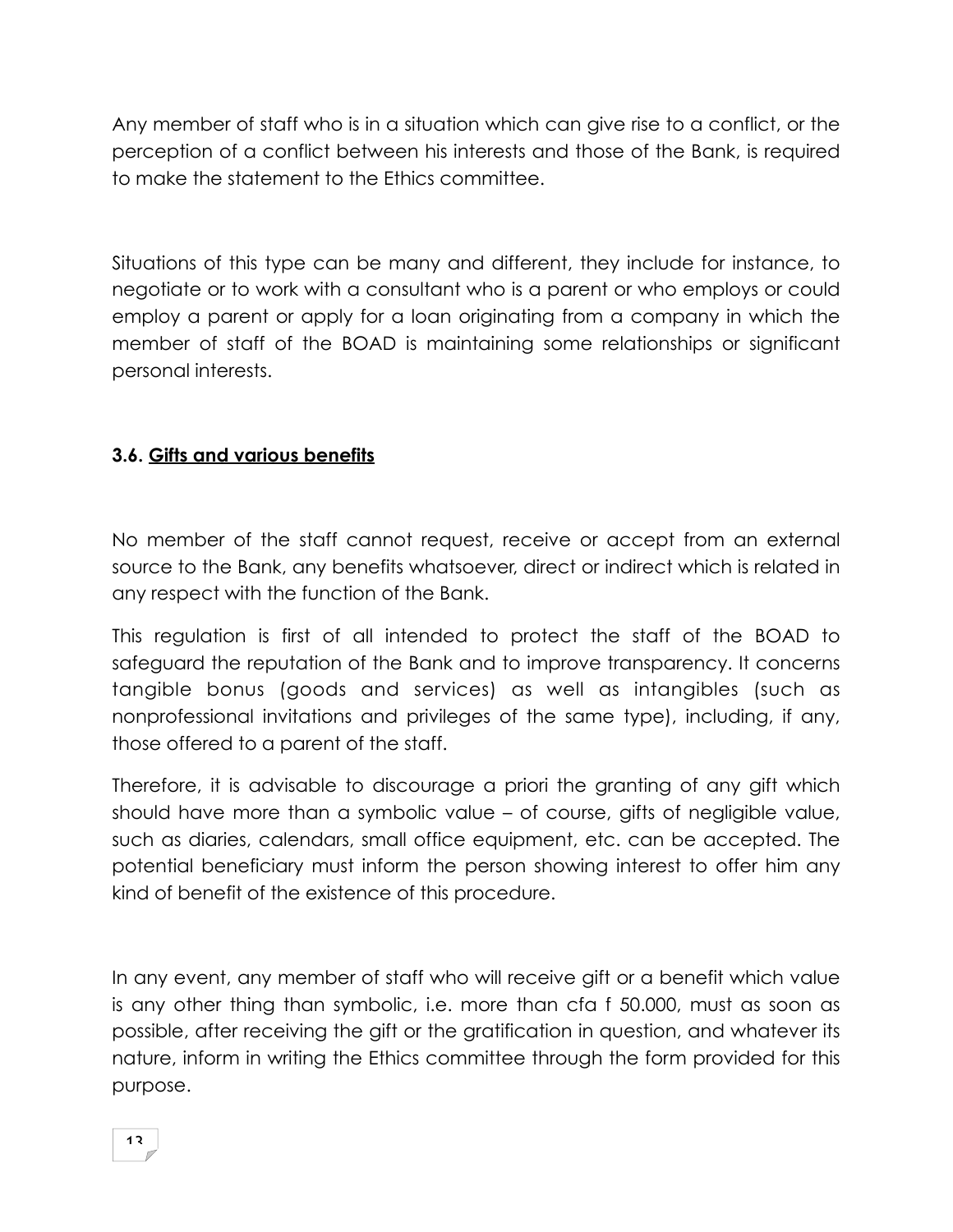Any member of staff who is in a situation which can give rise to a conflict, or the perception of a conflict between his interests and those of the Bank, is required to make the statement to the Ethics committee.

Situations of this type can be many and different, they include for instance, to negotiate or to work with a consultant who is a parent or who employs or could employ a parent or apply for a loan originating from a company in which the member of staff of the BOAD is maintaining some relationships or significant personal interests.

### 3.6. <u>Gifts and various benefits</u>

No member of the staff cannot request, receive or accept from an external source to the Bank, any benefits whatsoever, direct or indirect which is related in any respect with the function of the Bank.

This regulation is first of all intended to protect the staff of the BOAD to safeguard the reputation of the Bank and to improve transparency. It concerns tangible bonus (goods and services) as well as intangibles (such as nonprofessional invitations and privileges of the same type), including, if any, those offered to a parent of the staff.

Therefore, it is advisable to discourage a priori the granting of any gift which should have more than a symbolic value – of course, gifts of negligible value, such as diaries, calendars, small office equipment, etc. can be accepted. The potential beneficiary must inform the person showing interest to offer him any kind of benefit of the existence of this procedure.

In any event, any member of staff who will receive gift or a benefit which value is any other thing than symbolic, i.e. more than cfa f 50.000, must as soon as possible, after receiving the gift or the gratification in question, and whatever its nature, inform in writing the Ethics committee through the form provided for this purpose.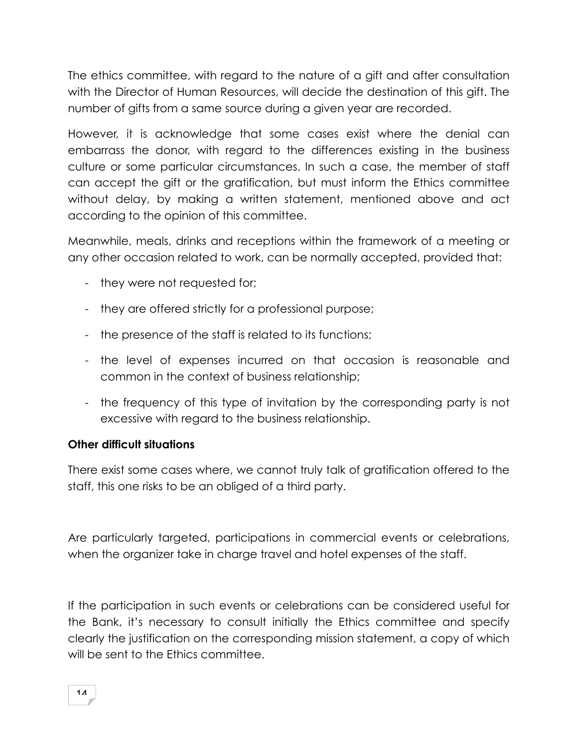The ethics committee, with regard to the nature of a gift and after consultation with the Director of Human Resources, will decide the destination of this gift. The number of gifts from a same source during a given year are recorded.

However, it is acknowledge that some cases exist where the denial can embarrass the donor, with regard to the differences existing in the business culture or some particular circumstances. In such a case, the member of staff can accept the gift or the gratification, but must inform the Ethics committee without delay, by making a written statement, mentioned above and act according to the opinion of this committee.

Meanwhile, meals, drinks and receptions within the framework of a meeting or any other occasion related to work, can be normally accepted, provided that:

- they were not requested for;
- they are offered strictly for a professional purpose;
- the presence of the staff is related to its functions;
- the level of expenses incurred on that occasion is reasonable and common in the context of business relationship;
- the frequency of this type of invitation by the corresponding party is not excessive with regard to the business relationship.

**Other difficult situations**

There exist some cases where, we cannot truly talk of gratification offered to the staff, this one risks to be an obliged of a third party.

Are particularly targeted, participations in commercial events or celebrations, when the organizer take in charge travel and hotel expenses of the staff.

If the participation in such events or celebrations can be considered useful for the Bank, it's necessary to consult initially the Ethics committee and specify clearly the justification on the corresponding mission statement, a copy of which will be sent to the Ethics committee.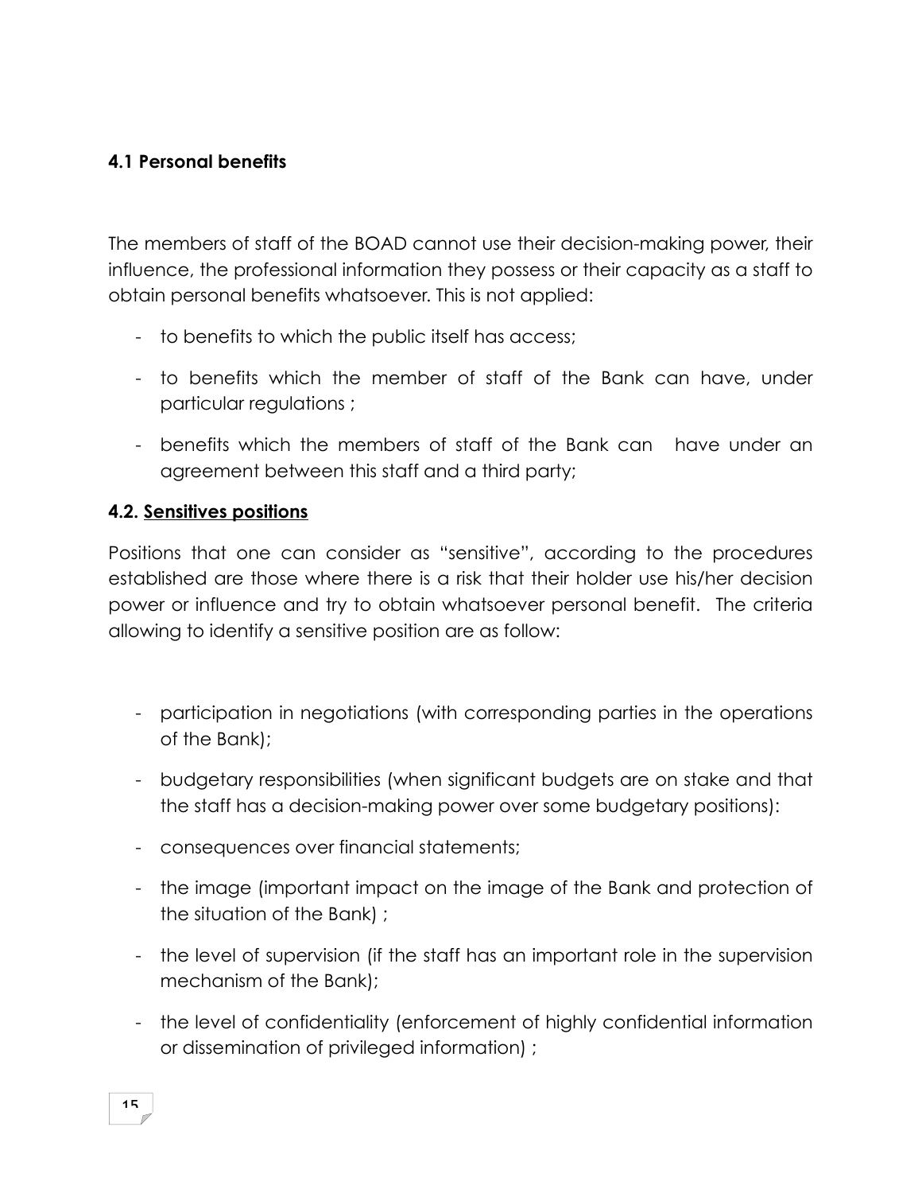### 4.1 Personal benefits

The members of staff of the BOAD cannot use their decision-making power, their influence, the professional information they possess or their capacity as a staff to obtain personal benefits whatsoever. This is not applied:

- to benefits to which the public itself has access;
- to benefits which the member of staff of the Bank can have, under particular regulations ;
- benefits which the members of staff of the Bank can have under an agreement between this staff and a third party;

### 4.2. Sensitives positions

Positions that one can consider as "sensitive", according to the procedures established are those where there is a risk that their holder use his/her decision power or influence and try to obtain whatsoever personal benefit. The criteria allowing to identify a sensitive position are as follow:

- participation in negotiations (with corresponding parties in the operations of the Bank);
- budgetary responsibilities (when significant budgets are on stake and that the staff has a decision-making power over some budgetary positions):
- consequences over financial statements;
- the image (important impact on the image of the Bank and protection of the situation of the Bank) ;
- the level of supervision (if the staff has an important role in the supervision mechanism of the Bank);
- the level of confidentiality (enforcement of highly confidential information or dissemination of privileged information) ;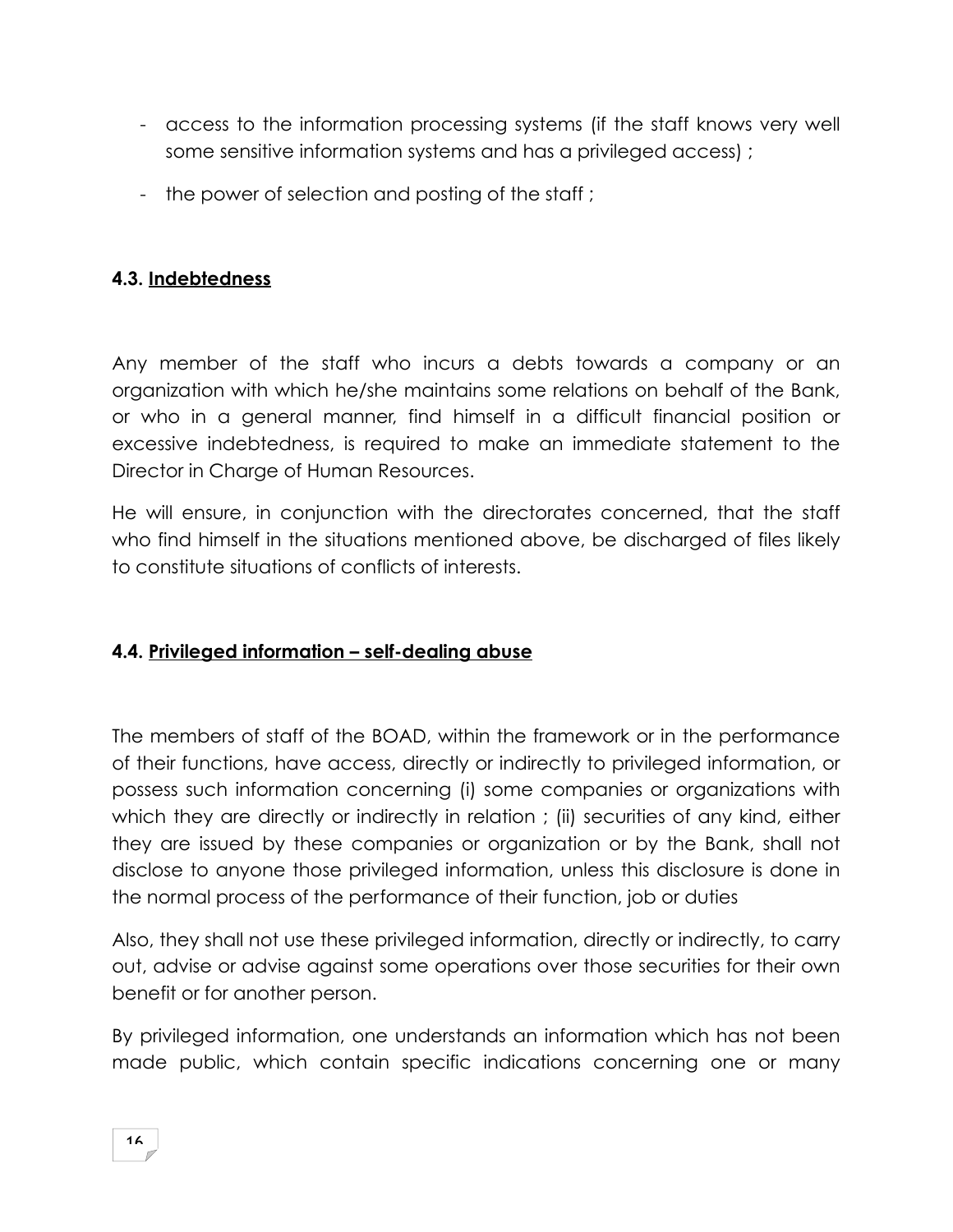- access to the information processing systems (if the staff knows very well some sensitive information systems and has a privileged access) ;
- the power of selection and posting of the staff ;

### 4.3. <u>Indebtedness</u>

Any member of the staff who incurs a debts towards a company or an organization with which he/she maintains some relations on behalf of the Bank, or who in a general manner, find himself in a difficult financial position or excessive indebtedness, is required to make an immediate statement to the Director in Charge of Human Resources.

He will ensure, in conjunction with the directorates concerned, that the staff who find himself in the situations mentioned above, be discharged of files likely to constitute situations of conflicts of interests.

### 4.4. <u>Privileged information – self-dealing abuse</u>

The members of staff of the BOAD, within the framework or in the performance of their functions, have access, directly or indirectly to privileged information, or possess such information concerning (i) some companies or organizations with which they are directly or indirectly in relation ; (ii) securities of any kind, either they are issued by these companies or organization or by the Bank, shall not disclose to anyone those privileged information, unless this disclosure is done in the normal process of the performance of their function, job or duties

Also, they shall not use these privileged information, directly or indirectly, to carry out, advise or advise against some operations over those securities for their own benefit or for another person.

By privileged information, one understands an information which has not been made public, which contain specific indications concerning one or many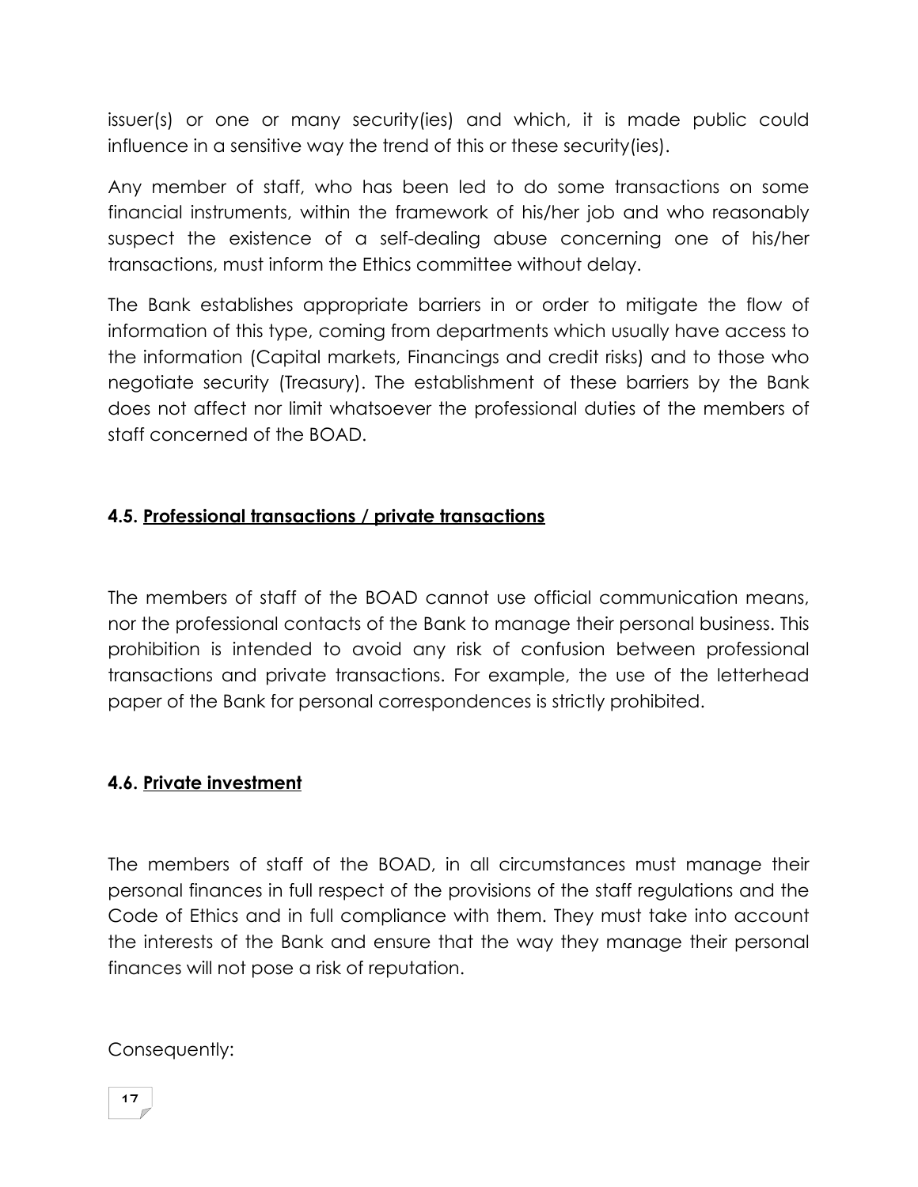issuer(s) or one or many security(ies) and which, it is made public could influence in a sensitive way the trend of this or these security(ies).

Any member of staff, who has been led to do some transactions on some financial instruments, within the framework of his/her job and who reasonably suspect the existence of a self-dealing abuse concerning one of his/her transactions, must inform the Ethics committee without delay.

The Bank establishes appropriate barriers in or order to mitigate the flow of information of this type, coming from departments which usually have access to the information (Capital markets, Financings and credit risks) and to those who negotiate security (Treasury). The establishment of these barriers by the Bank does not affect nor limit whatsoever the professional duties of the members of staff concerned of the BOAD.

### 4.5. Professional transactions / private transactions

The members of staff of the BOAD cannot use official communication means, nor the professional contacts of the Bank to manage their personal business. This prohibition is intended to avoid any risk of confusion between professional transactions and private transactions. For example, the use of the letterhead paper of the Bank for personal correspondences is strictly prohibited.

### 4.6. Private investment

The members of staff of the BOAD, in all circumstances must manage their personal finances in full respect of the provisions of the staff regulations and the Code of Ethics and in full compliance with them. They must take into account the interests of the Bank and ensure that the way they manage their personal finances will not pose a risk of reputation.

Consequently: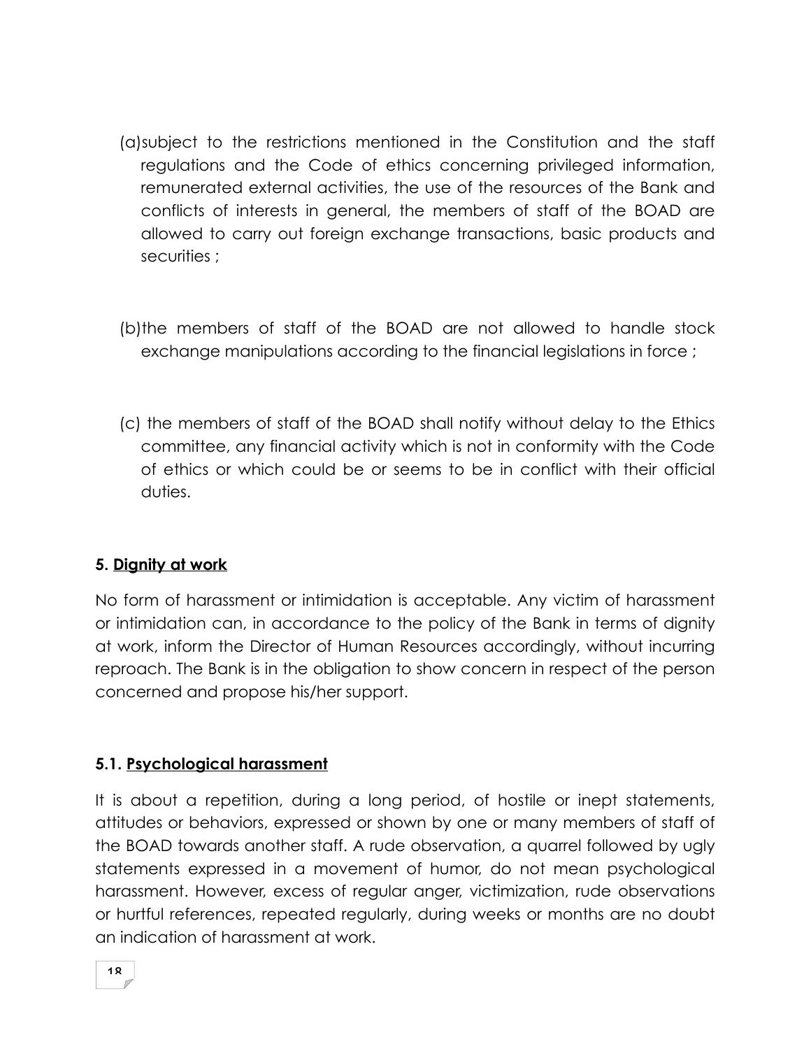(a) subject to the restrictions mentioned in the Constitution and the staff regulations and the Code of ethics concerning privileged information, remunerated external activities, the use of the resources of the Bank and conflicts of interests in general, the members of staff of the BOAD are allowed to carry out foreign exchange transactions, basic products and securities ;

(b) the members of staff of the BOAD are not allowed to handle stock exchange manipulations according to the financial legislations in force ;

(c) the members of staff of the BOAD shall notify without delay to the Ethics committee, any financial activity which is not in conformity with the Code of ethics or which could be or seems to be in conflict with their official duties.

## 5. <u>Dignity at work</u>

No form of harassment or intimidation is acceptable. Any victim of harassment or intimidation can, in accordance to the policy of the Bank in terms of dignity at work, inform the Director of Human Resources accordingly, without incurring reproach. The Bank is in the obligation to show concern in respect of the person concerned and propose his/her support.

### 5.1. <u>Psychological harassment</u>

It is about a repetition, during a long period, of hostile or inept statements, attitudes or behaviors, expressed or shown by one or many members of staff of the BOAD towards another staff. A rude observation, a quarrel followed by ugly statements expressed in a movement of humor, do not mean psychological harassment. However, excess of regular anger, victimization, rude observations or hurtful references, repeated regularly, during weeks or months are no doubt an indication of harassment at work.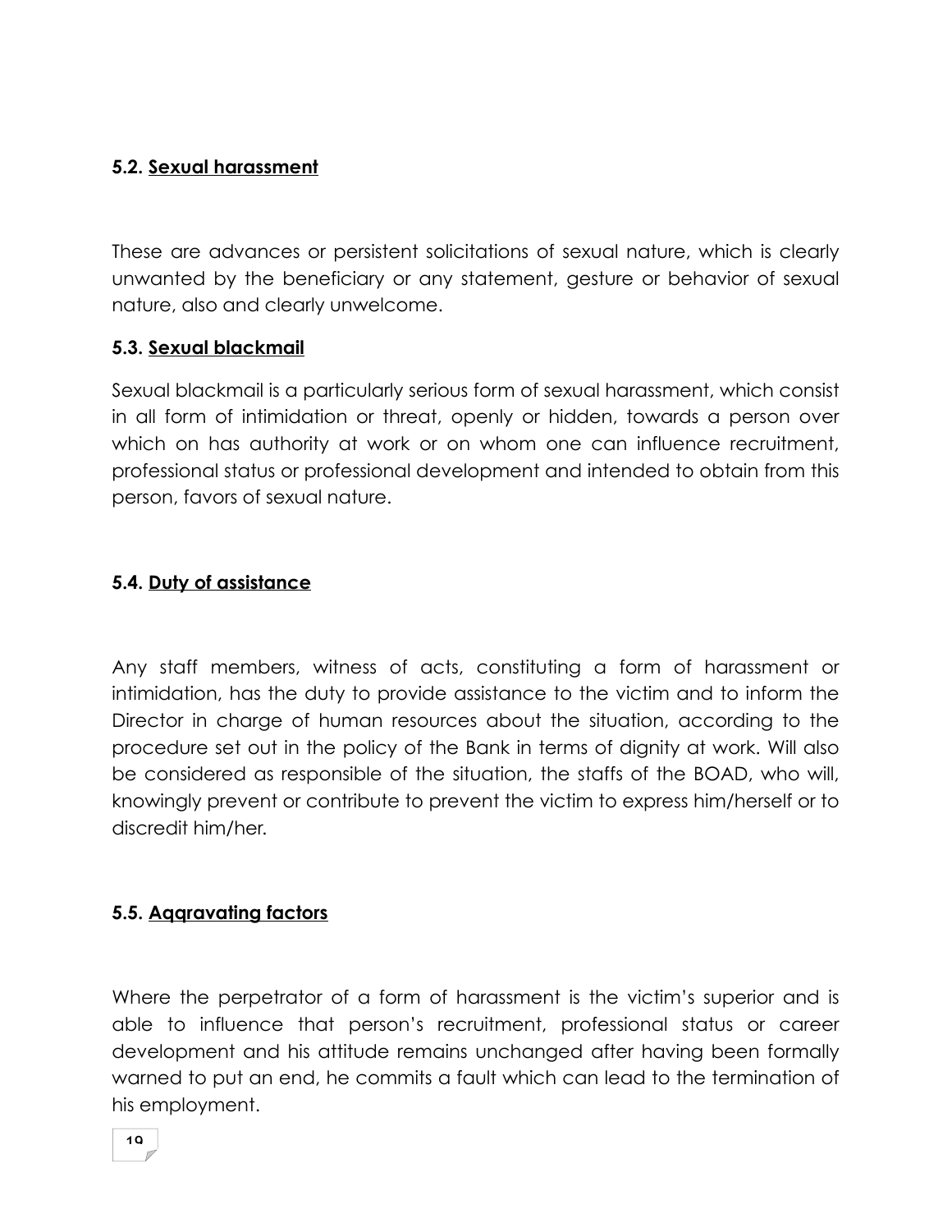### 5.2. Sexual harassment

These are advances or persistent solicitations of sexual nature, which is clearly unwanted by the beneficiary or any statement, gesture or behavior of sexual nature, also and clearly unwelcome.

### 5.3. Sexual blackmail

Sexual blackmail is a particularly serious form of sexual harassment, which consist in all form of intimidation or threat, openly or hidden, towards a person over which on has authority at work or on whom one can influence recruitment, professional status or professional development and intended to obtain from this person, favors of sexual nature.

### 5.4. Duty of assistance

Any staff members, witness of acts, constituting a form of harassment or intimidation, has the duty to provide assistance to the victim and to inform the Director in charge of human resources about the situation, according to the procedure set out in the policy of the Bank in terms of dignity at work. Will also be considered as responsible of the situation, the staffs of the BOAD, who will, knowingly prevent or contribute to prevent the victim to express him/herself or to discredit him/her.

### 5.5. Aggravating factors

Where the perpetrator of a form of harassment is the victim's superior and is able to influence that person's recruitment, professional status or career development and his attitude remains unchanged after having been formally warned to put an end, he commits a fault which can lead to the termination of his employment.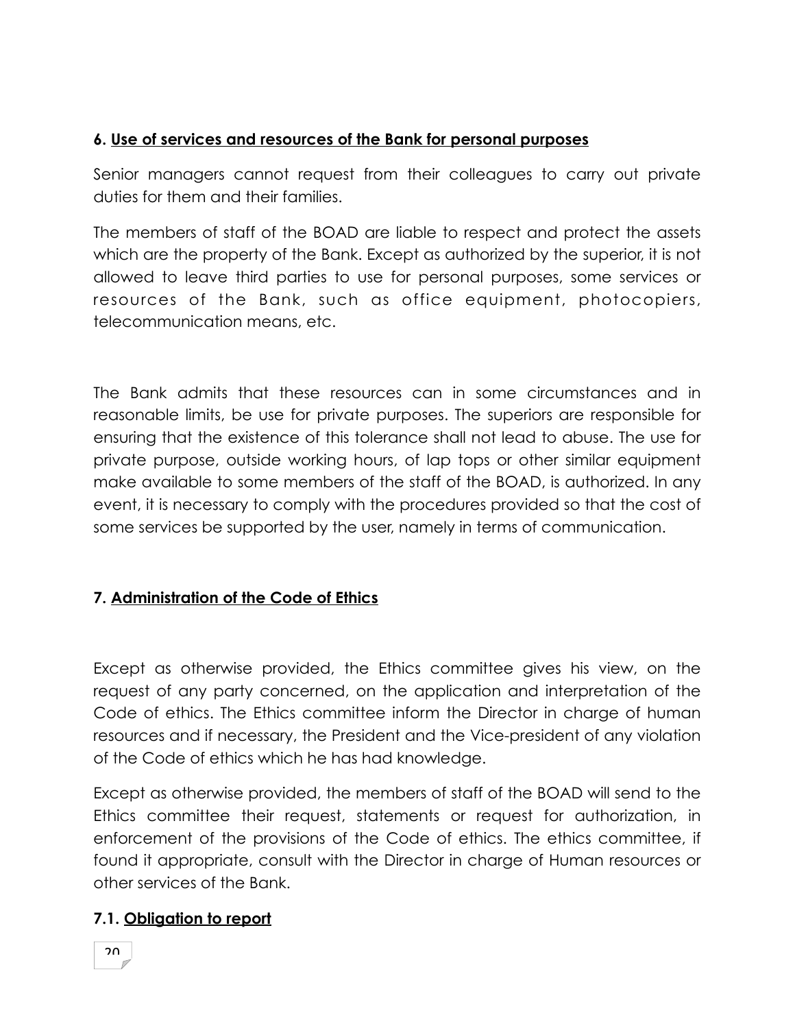### 6. Use of services and resources of the Bank for personal purposes

Senior managers cannot request from their colleagues to carry out private duties for them and their families.

The members of staff of the BOAD are liable to respect and protect the assets which are the property of the Bank. Except as authorized by the superior, it is not allowed to leave third parties to use for personal purposes, some services or resources of the Bank, such as office equipment, photocopiers, telecommunication means, etc.

The Bank admits that these resources can in some circumstances and in reasonable limits, be use for private purposes. The superiors are responsible for ensuring that the existence of this tolerance shall not lead to abuse. The use for private purpose, outside working hours, of lap tops or other similar equipment make available to some members of the staff of the BOAD, is authorized. In any event, it is necessary to comply with the procedures provided so that the cost of some services be supported by the user, namely in terms of communication.

### 7. Administration of the Code of Ethics

Except as otherwise provided, the Ethics committee gives his view, on the request of any party concerned, on the application and interpretation of the Code of ethics. The Ethics committee inform the Director in charge of human resources and if necessary, the President and the Vice-president of any violation of the Code of ethics which he has had knowledge.

Except as otherwise provided, the members of staff of the BOAD will send to the Ethics committee their request, statements or request for authorization, in enforcement of the provisions of the Code of ethics. The ethics committee, if found it appropriate, consult with the Director in charge of Human resources or other services of the Bank.

#### 7.1. Obligation to report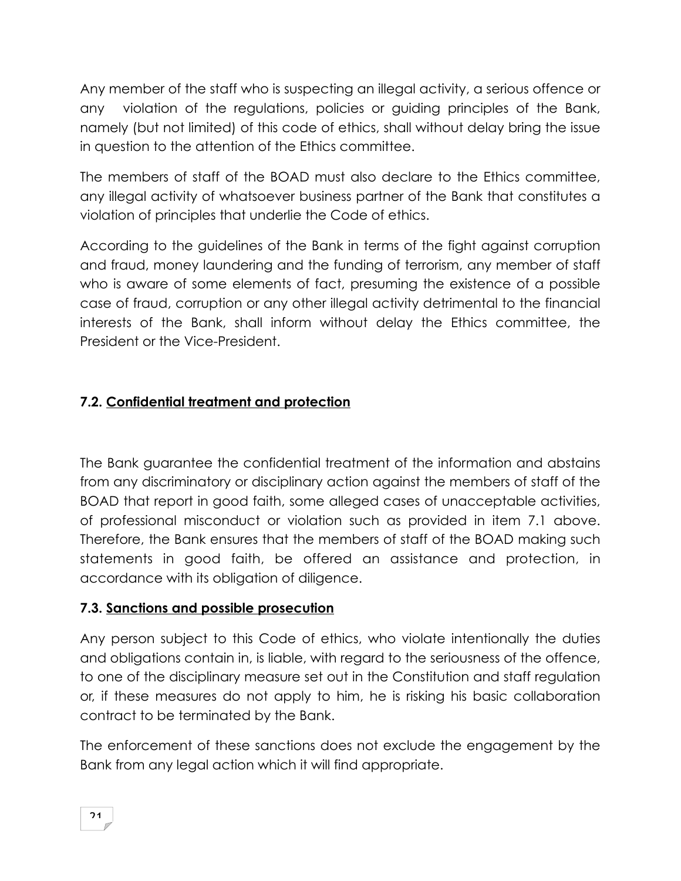Any member of the staff who is suspecting an illegal activity, a serious offence or any violation of the regulations, policies or guiding principles of the Bank, namely (but not limited) of this code of ethics, shall without delay bring the issue in question to the attention of the Ethics committee.

The members of staff of the BOAD must also declare to the Ethics committee, any illegal activity of whatsoever business partner of the Bank that constitutes a violation of principles that underlie the Code of ethics.

According to the guidelines of the Bank in terms of the fight against corruption and fraud, money laundering and the funding of terrorism, any member of staff who is aware of some elements of fact, presuming the existence of a possible case of fraud, corruption or any other illegal activity detrimental to the financial interests of the Bank, shall inform without delay the Ethics committee, the President or the Vice-President.

### 7.2. Confidential treatment and protection

The Bank guarantee the confidential treatment of the information and abstains from any discriminatory or disciplinary action against the members of staff of the BOAD that report in good faith, some alleged cases of unacceptable activities, of professional misconduct or violation such as provided in item 7.1 above. Therefore, the Bank ensures that the members of staff of the BOAD making such statements in good faith, be offered an assistance and protection, in accordance with its obligation of diligence.

### 7.3. Sanctions and possible prosecution

Any person subject to this Code of ethics, who violate intentionally the duties and obligations contain in, is liable, with regard to the seriousness of the offence, to one of the disciplinary measure set out in the Constitution and staff regulation or, if these measures do not apply to him, he is risking his basic collaboration contract to be terminated by the Bank.

The enforcement of these sanctions does not exclude the engagement by the Bank from any legal action which it will find appropriate.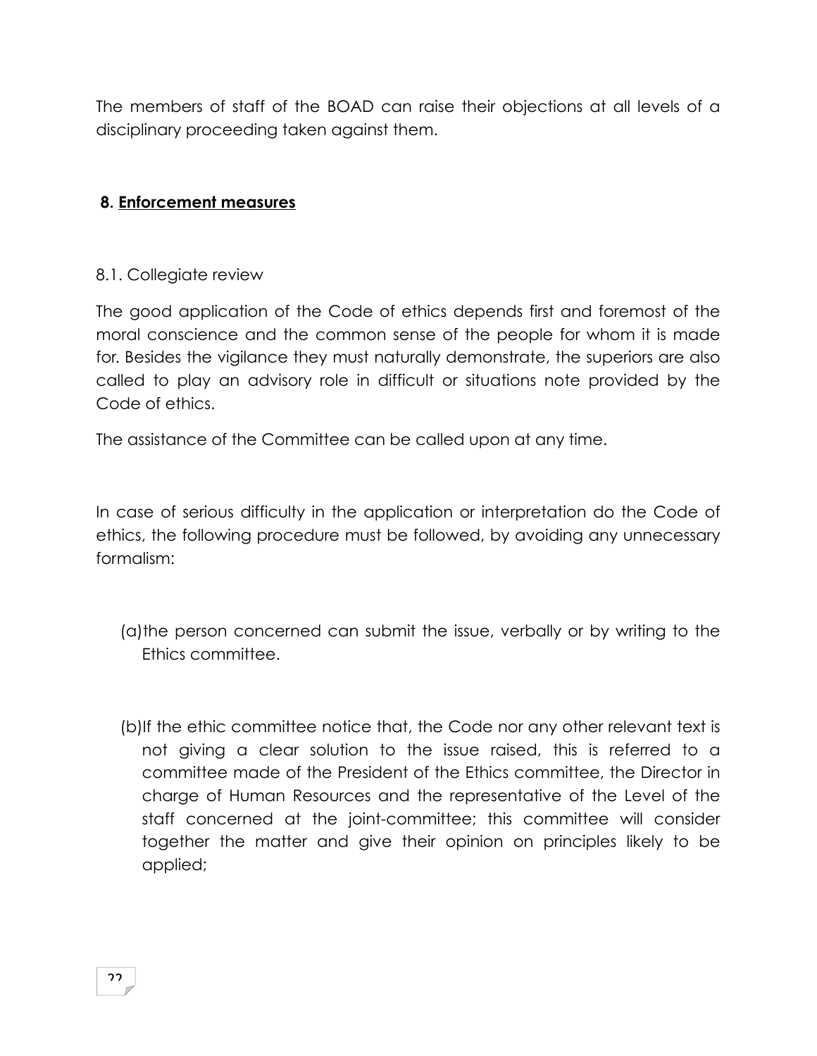The members of staff of the BOAD can raise their objections at all levels of a disciplinary proceeding taken against them.

## 8. Enforcement measures

### 8.1. Collegiate review

The good application of the Code of ethics depends first and foremost of the moral conscience and the common sense of the people for whom it is made for. Besides the vigilance they must naturally demonstrate, the superiors are also called to play an advisory role in difficult or situations note provided by the Code of ethics.

The assistance of the Committee can be called upon at any time.

In case of serious difficulty in the application or interpretation do the Code of ethics, the following procedure must be followed, by avoiding any unnecessary formalism:

(a) the person concerned can submit the issue, verbally or by writing to the Ethics committee.

(b) If the ethic committee notice that, the Code nor any other relevant text is not giving a clear solution to the issue raised, this is referred to a committee made of the President of the Ethics committee, the Director in charge of Human Resources and the representative of the Level of the staff concerned at the joint-committee; this committee will consider together the matter and give their opinion on principles likely to be applied;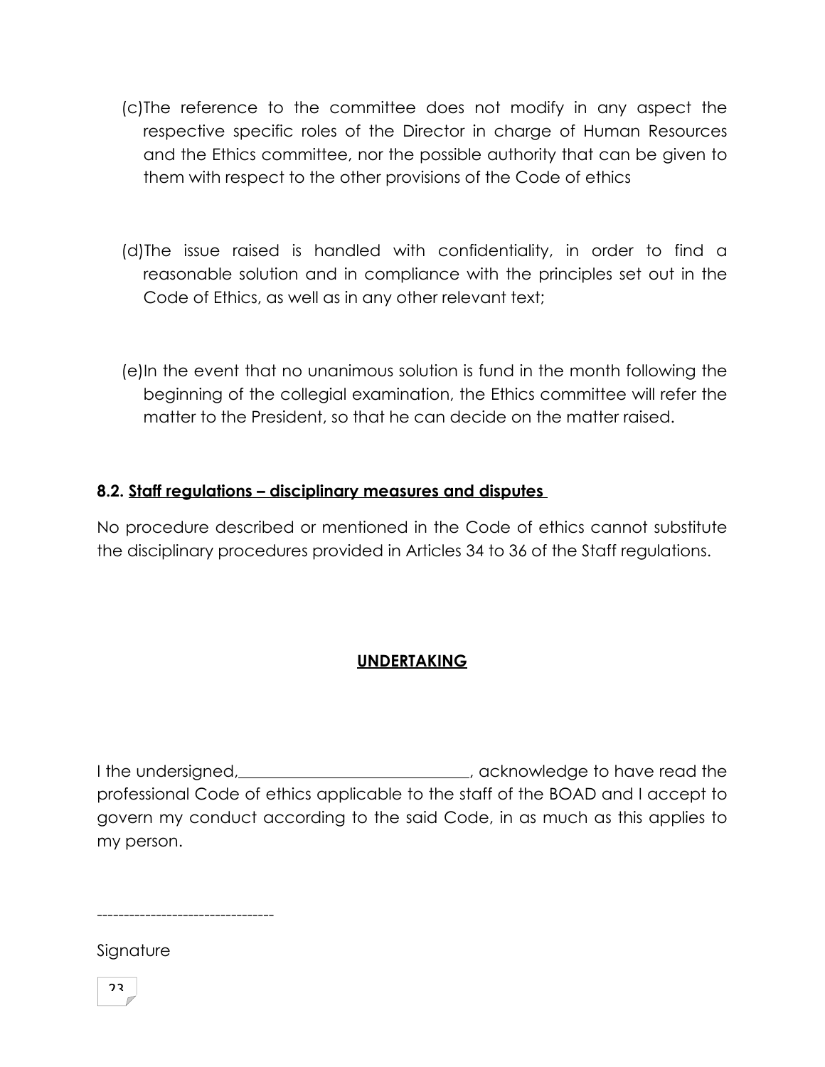(c) The reference to the committee does not modify in any aspect the respective specific roles of the Director in charge of Human Resources and the Ethics committee, nor the possible authority that can be given to them with respect to the other provisions of the Code of ethics

(d) The issue raised is handled with confidentiality, in order to find a reasonable solution and in compliance with the principles set out in the Code of Ethics, as well as in any other relevant text;

(e) In the event that no unanimous solution is fund in the month following the beginning of the collegial examination, the Ethics committee will refer the matter to the President, so that he can decide on the matter raised.

### 8.2. Staff regulations – disciplinary measures and disputes

No procedure described or mentioned in the Code of ethics cannot substitute the disciplinary procedures provided in Articles 34 to 36 of the Staff regulations.

## UNDERTAKING

I the undersigned,____________________________, acknowledge to have read the professional Code of ethics applicable to the staff of the BOAD and I accept to govern my conduct according to the said Code, in as much as this applies to my person.

--------------------------------

Signature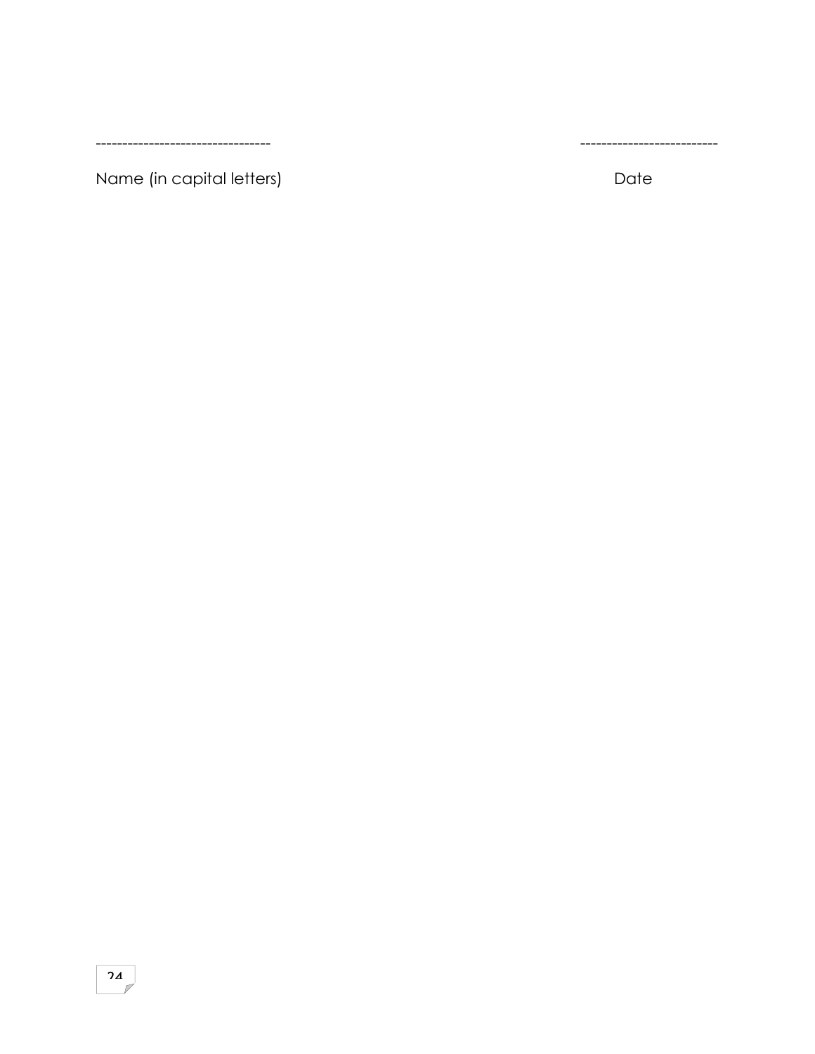---------------------------------- --------------------------

Name (in capital letters) Date